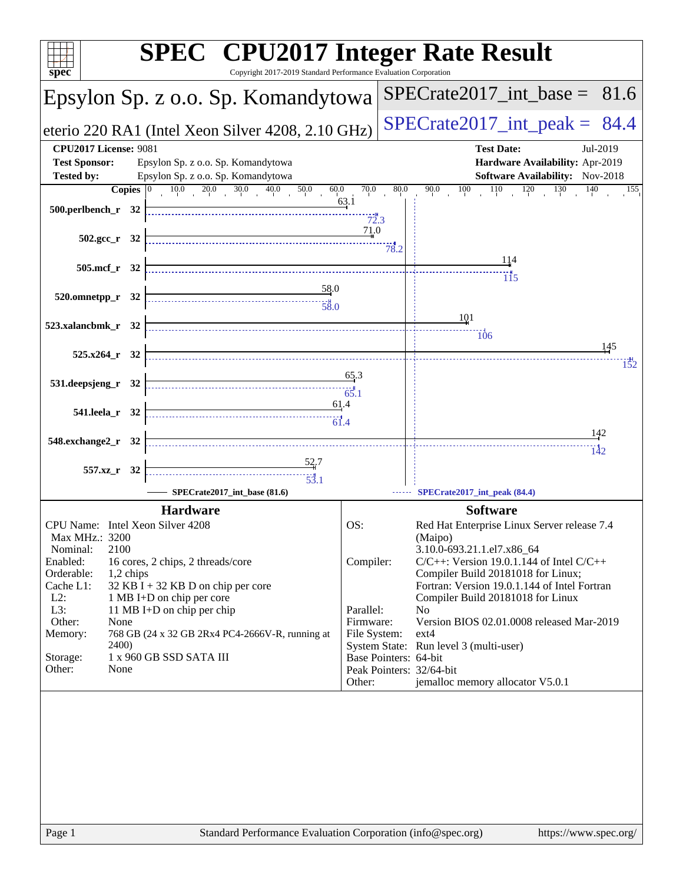# SPEC CPU2017 Integer Rate Result

Copyright 2017-2019 Standard Performance Evaluation Corporation

## Epsylon Sp. z o.o. Sp. Komandytowa

eterio 220 RA1 (Intel Xeon Silver 4208, 2.10 GHz)

SPECrate2017_int_base = 81.6

SPECrate2017_int_peak = 84.4

| | | | |
|---|---|---|---|
| **CPU2017 License:** | 9081 | **Test Date:** | Jul-2019 |
| **Test Sponsor:** | Epsylon Sp. z o.o. Sp. Komandytowa | **Hardware Availability:** | Apr-2019 |
| **Tested by:** | Epsylon Sp. z o.o. Sp. Komandytowa | **Software Availability:** | Nov-2018 |

| Benchmark | Copies | SPECrate2017_int_base (81.6) | SPECrate2017_int_peak (84.4) |
|---|---|---|---|
| 500.perlbench_r | 32 | 63.1 | 72.3 |
| 502.gcc_r | 32 | 71.0 | 78.2 |
| 505.mcf_r | 32 | 114 | 115 |
| 520.omnetpp_r | 32 | 58.0 | 58.0 |
| 523.xalancbmk_r | 32 | 101 | 106 |
| 525.x264_r | 32 | 145 | 152 |
| 531.deepsjeng_r | 32 | 65.3 | 65.1 |
| 541.leela_r | 32 | 61.4 | 61.4 |
| 548.exchange2_r | 32 | 142 | 142 |
| 557.xz_r | 32 | 52.7 | 53.1 |

### Hardware

| | |
|---|---|
| CPU Name: | Intel Xeon Silver 4208 |
| Max MHz.: | 3200 |
| Nominal: | 2100 |
| Enabled: | 16 cores, 2 chips, 2 threads/core |
| Orderable: | 1,2 chips |
| Cache L1: | 32 KB I + 32 KB D on chip per core |
| L2: | 1 MB I+D on chip per core |
| L3: | 11 MB I+D on chip per chip |
| Other: | None |
| Memory: | 768 GB (24 x 32 GB 2Rx4 PC4-2666V-R, running at 2400) |
| Storage: | 1 x 960 GB SSD SATA III |
| Other: | None |

### Software

| | |
|---|---|
| OS: | Red Hat Enterprise Linux Server release 7.4 (Maipo) 3.10.0-693.21.1.el7.x86_64 |
| Compiler: | C/C++: Version 19.0.1.144 of Intel C/C++ Compiler Build 20181018 for Linux; Fortran: Version 19.0.1.144 of Intel Fortran Compiler Build 20181018 for Linux |
| Parallel: | No |
| Firmware: | Version BIOS 02.01.0008 released Mar-2019 |
| File System: | ext4 |
| System State: | Run level 3 (multi-user) |
| Base Pointers: | 64-bit |
| Peak Pointers: | 32/64-bit |
| Other: | jemalloc memory allocator V5.0.1 |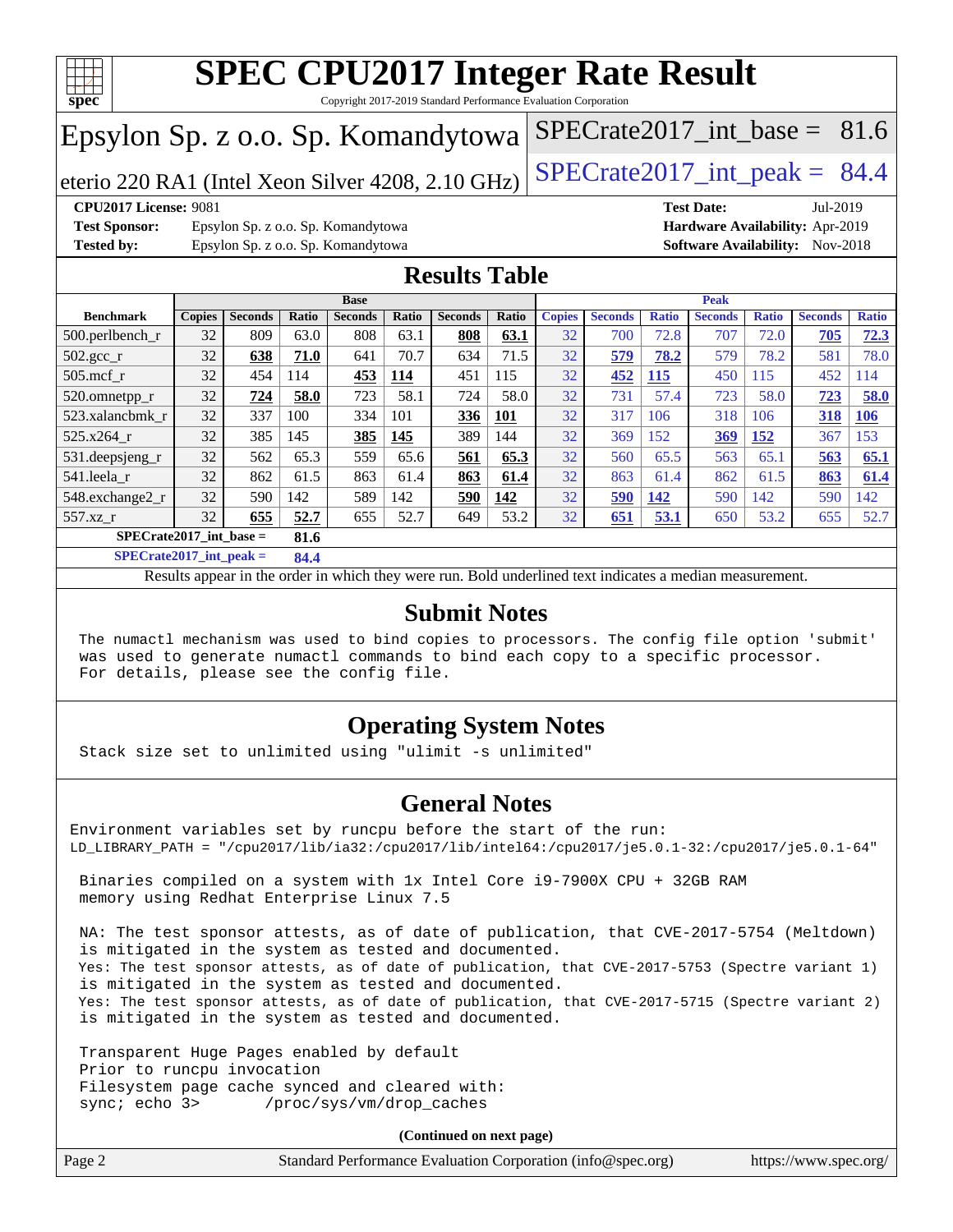# SPEC CPU2017 Integer Rate Result

Copyright 2017-2019 Standard Performance Evaluation Corporation

## Epsylon Sp. z o.o. Sp. Komandytowa

eterio 220 RA1 (Intel Xeon Silver 4208, 2.10 GHz)

SPECrate2017_int_base = 81.6

SPECrate2017_int_peak = 84.4

**CPU2017 License:** 9081
**Test Sponsor:** Epsylon Sp. z o.o. Sp. Komandytowa
**Tested by:** Epsylon Sp. z o.o. Sp. Komandytowa

**Test Date:** Jul-2019
**Hardware Availability:** Apr-2019
**Software Availability:** Nov-2018

## Results Table

| | Base | | | | | | | Peak | | | | | | |
|---|---|---|---|---|---|---|---|---|---|---|---|---|---|---|
| **Benchmark** | **Copies** | **Seconds** | **Ratio** | **Seconds** | **Ratio** | **Seconds** | **Ratio** | **Copies** | **Seconds** | **Ratio** | **Seconds** | **Ratio** | **Seconds** | **Ratio** |
| 500.perlbench_r | 32 | 809 | 63.0 | 808 | 63.1 | **808** | **63.1** | 32 | 700 | 72.8 | 707 | 72.0 | **705** | **72.3** |
| 502.gcc_r | 32 | **638** | **71.0** | 641 | 70.7 | 634 | 71.5 | 32 | **579** | **78.2** | 579 | 78.2 | 581 | 78.0 |
| 505.mcf_r | 32 | 454 | 114 | **453** | **114** | 451 | 115 | 32 | **452** | **115** | 450 | 115 | 452 | 114 |
| 520.omnetpp_r | 32 | **724** | **58.0** | 723 | 58.1 | 724 | 58.0 | 32 | 731 | 57.4 | 723 | 58.0 | **723** | **58.0** |
| 523.xalancbmk_r | 32 | 337 | 100 | 334 | 101 | **336** | **101** | 32 | 317 | 106 | 318 | 106 | **318** | **106** |
| 525.x264_r | 32 | 385 | 145 | **385** | **145** | 389 | 144 | 32 | 369 | 152 | **369** | **152** | 367 | 153 |
| 531.deepsjeng_r | 32 | 562 | 65.3 | 559 | 65.6 | **561** | **65.3** | 32 | 560 | 65.5 | 563 | 65.1 | **563** | **65.1** |
| 541.leela_r | 32 | 862 | 61.5 | 863 | 61.4 | **863** | **61.4** | 32 | 863 | 61.4 | 862 | 61.5 | **863** | **61.4** |
| 548.exchange2_r | 32 | 590 | 142 | 589 | 142 | **590** | **142** | 32 | **590** | **142** | 590 | 142 | 590 | 142 |
| 557.xz_r | 32 | **655** | **52.7** | 655 | 52.7 | 649 | 53.2 | 32 | **651** | **53.1** | 650 | 53.2 | 655 | 52.7 |

**SPECrate2017_int_base =** **81.6**

**SPECrate2017_int_peak =** **84.4**

Results appear in the order in which they were run. Bold underlined text indicates a median measurement.

## Submit Notes

```
The numactl mechanism was used to bind copies to processors. The config file option 'submit'
was used to generate numactl commands to bind each copy to a specific processor.
For details, please see the config file.
```

## Operating System Notes

```
Stack size set to unlimited using "ulimit -s unlimited"
```

## General Notes

```
Environment variables set by runcpu before the start of the run:
LD_LIBRARY_PATH = "/cpu2017/lib/ia32:/cpu2017/lib/intel64:/cpu2017/je5.0.1-32:/cpu2017/je5.0.1-64"

 Binaries compiled on a system with 1x Intel Core i9-7900X CPU + 32GB RAM
 memory using Redhat Enterprise Linux 7.5

 NA: The test sponsor attests, as of date of publication, that CVE-2017-5754 (Meltdown)
 is mitigated in the system as tested and documented.
 Yes: The test sponsor attests, as of date of publication, that CVE-2017-5753 (Spectre variant 1)
 is mitigated in the system as tested and documented.
 Yes: The test sponsor attests, as of date of publication, that CVE-2017-5715 (Spectre variant 2)
 is mitigated in the system as tested and documented.

 Transparent Huge Pages enabled by default
 Prior to runcpu invocation
 Filesystem page cache synced and cleared with:
 sync; echo 3>       /proc/sys/vm/drop_caches
```

**(Continued on next page)**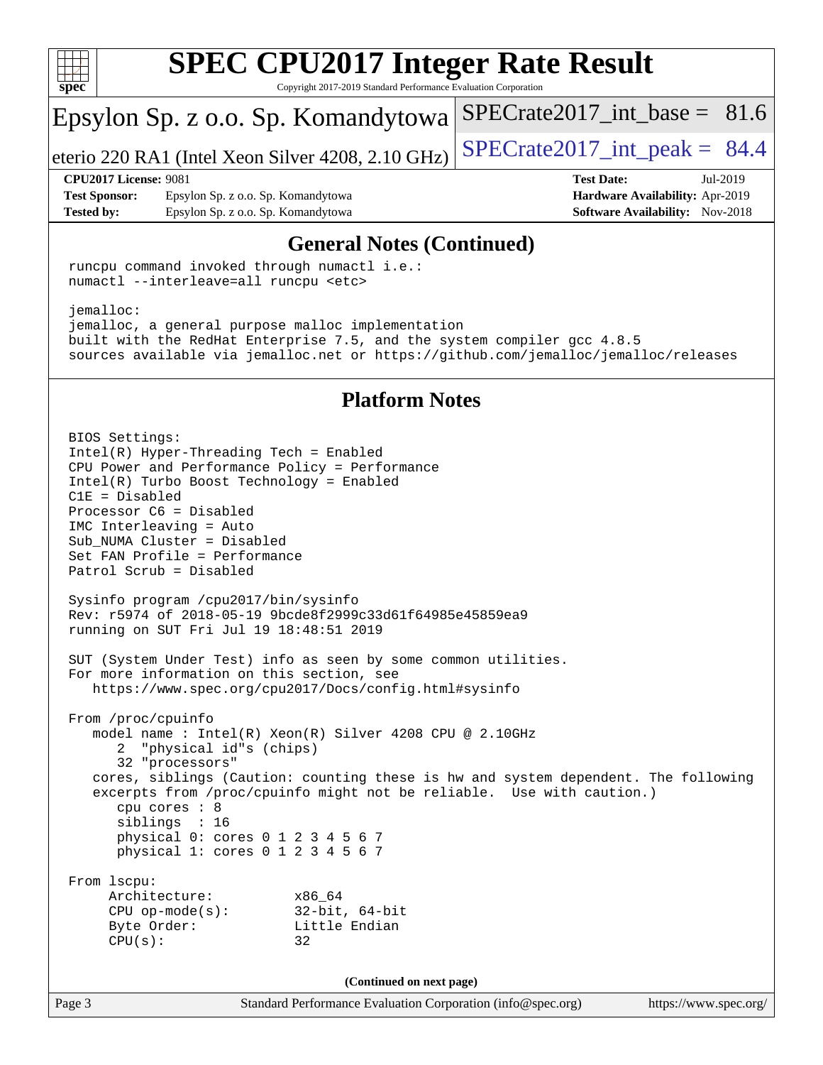# SPEC CPU2017 Integer Rate Result

Copyright 2017-2019 Standard Performance Evaluation Corporation

Epsylon Sp. z o.o. Sp. Komandytowa

eterio 220 RA1 (Intel Xeon Silver 4208, 2.10 GHz)

SPECrate2017_int_base = 81.6

SPECrate2017_int_peak = 84.4

**CPU2017 License:** 9081
**Test Sponsor:** Epsylon Sp. z o.o. Sp. Komandytowa
**Tested by:** Epsylon Sp. z o.o. Sp. Komandytowa

**Test Date:** Jul-2019
**Hardware Availability:** Apr-2019
**Software Availability:** Nov-2018

## General Notes (Continued)

```
runcpu command invoked through numactl i.e.:
numactl --interleave=all runcpu <etc>

jemalloc:
jemalloc, a general purpose malloc implementation
built with the RedHat Enterprise 7.5, and the system compiler gcc 4.8.5
sources available via jemalloc.net or https://github.com/jemalloc/jemalloc/releases
```

## Platform Notes

```
BIOS Settings:
Intel(R) Hyper-Threading Tech = Enabled
CPU Power and Performance Policy = Performance
Intel(R) Turbo Boost Technology = Enabled
C1E = Disabled
Processor C6 = Disabled
IMC Interleaving = Auto
Sub_NUMA Cluster = Disabled
Set FAN Profile = Performance
Patrol Scrub = Disabled

Sysinfo program /cpu2017/bin/sysinfo
Rev: r5974 of 2018-05-19 9bcde8f2999c33d61f64985e45859ea9
running on SUT Fri Jul 19 18:48:51 2019

SUT (System Under Test) info as seen by some common utilities.
For more information on this section, see
   https://www.spec.org/cpu2017/Docs/config.html#sysinfo

From /proc/cpuinfo
   model name : Intel(R) Xeon(R) Silver 4208 CPU @ 2.10GHz
      2  "physical id"s (chips)
      32 "processors"
   cores, siblings (Caution: counting these is hw and system dependent. The following
   excerpts from /proc/cpuinfo might not be reliable.  Use with caution.)
      cpu cores : 8
      siblings  : 16
      physical 0: cores 0 1 2 3 4 5 6 7
      physical 1: cores 0 1 2 3 4 5 6 7

From lscpu:
     Architecture:          x86_64
     CPU op-mode(s):        32-bit, 64-bit
     Byte Order:            Little Endian
     CPU(s):                32
```

(Continued on next page)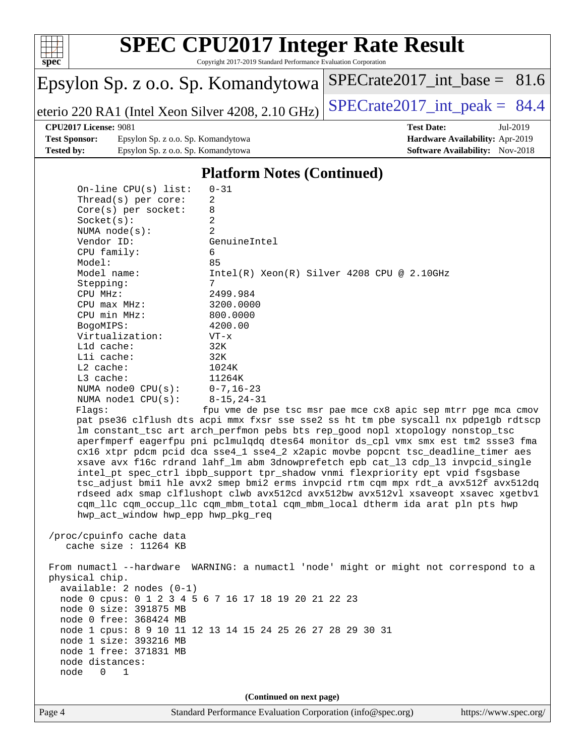## Platform Notes (Continued)

```
On-line CPU(s) list:   0-31
Thread(s) per core:    2
Core(s) per socket:    8
Socket(s):             2
NUMA node(s):          2
Vendor ID:             GenuineIntel
CPU family:            6
Model:                 85
Model name:            Intel(R) Xeon(R) Silver 4208 CPU @ 2.10GHz
Stepping:              7
CPU MHz:               2499.984
CPU max MHz:           3200.0000
CPU min MHz:           800.0000
BogoMIPS:              4200.00
Virtualization:        VT-x
L1d cache:             32K
L1i cache:             32K
L2 cache:              1024K
L3 cache:              11264K
NUMA node0 CPU(s):     0-7,16-23
NUMA node1 CPU(s):     8-15,24-31
Flags:                 fpu vme de pse tsc msr pae mce cx8 apic sep mtrr pge mca cmov
pat pse36 clflush dts acpi mmx fxsr sse sse2 ss ht tm pbe syscall nx pdpe1gb rdtscp
lm constant_tsc art arch_perfmon pebs bts rep_good nopl xtopology nonstop_tsc
aperfmperf eagerfpu pni pclmulqdq dtes64 monitor ds_cpl vmx smx est tm2 ssse3 fma
cx16 xtpr pdcm pcid dca sse4_1 sse4_2 x2apic movbe popcnt tsc_deadline_timer aes
xsave avx f16c rdrand lahf_lm abm 3dnowprefetch epb cat_l3 cdp_l3 invpcid_single
intel_pt spec_ctrl ibpb_support tpr_shadow vnmi flexpriority ept vpid fsgsbase
tsc_adjust bmi1 hle avx2 smep bmi2 erms invpcid rtm cqm mpx rdt_a avx512f avx512dq
rdseed adx smap clflushopt clwb avx512cd avx512bw avx512vl xsaveopt xsavec xgetbv1
cqm_llc cqm_occup_llc cqm_mbm_total cqm_mbm_local dtherm ida arat pln pts hwp
hwp_act_window hwp_epp hwp_pkg_req

/proc/cpuinfo cache data
   cache size : 11264 KB

From numactl --hardware  WARNING: a numactl 'node' might or might not correspond to a
physical chip.
  available: 2 nodes (0-1)
  node 0 cpus: 0 1 2 3 4 5 6 7 16 17 18 19 20 21 22 23
  node 0 size: 391875 MB
  node 0 free: 368424 MB
  node 1 cpus: 8 9 10 11 12 13 14 15 24 25 26 27 28 29 30 31
  node 1 size: 393216 MB
  node 1 free: 371831 MB
  node distances:
  node   0   1
```

(Continued on next page)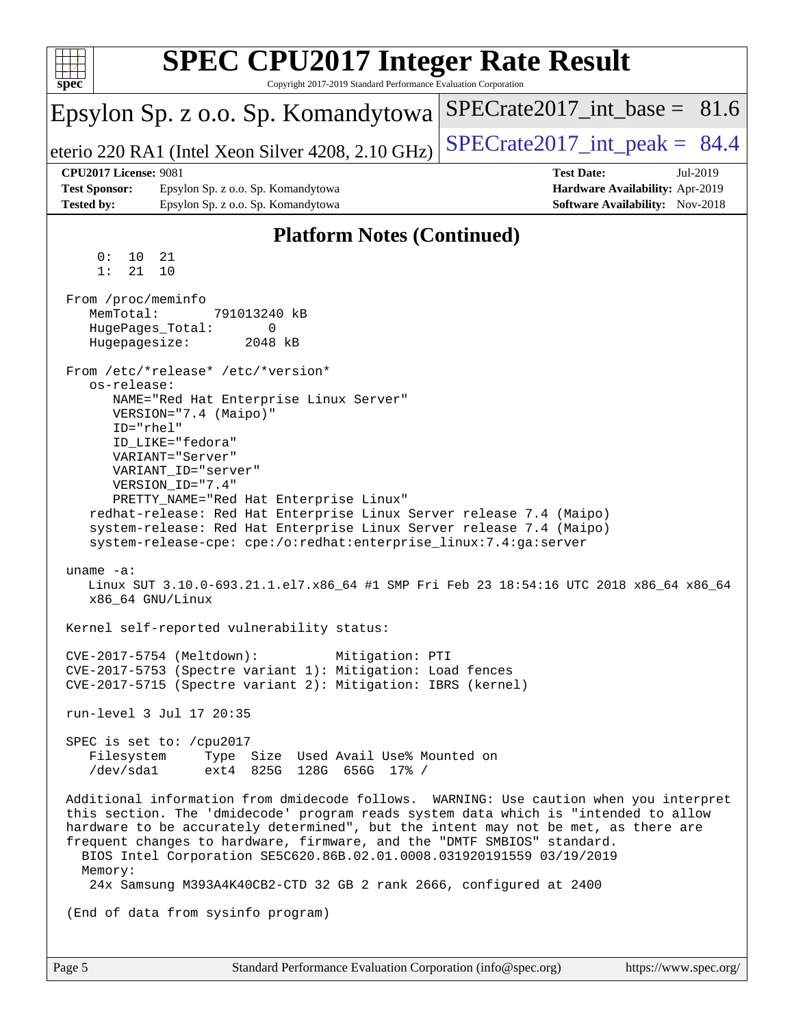## Platform Notes (Continued)

```
     0:  10  21
     1:  21  10

 From /proc/meminfo
    MemTotal:       791013240 kB
    HugePages_Total:       0
    Hugepagesize:       2048 kB

 From /etc/*release* /etc/*version*
    os-release:
       NAME="Red Hat Enterprise Linux Server"
       VERSION="7.4 (Maipo)"
       ID="rhel"
       ID_LIKE="fedora"
       VARIANT="Server"
       VARIANT_ID="server"
       VERSION_ID="7.4"
       PRETTY_NAME="Red Hat Enterprise Linux"
    redhat-release: Red Hat Enterprise Linux Server release 7.4 (Maipo)
    system-release: Red Hat Enterprise Linux Server release 7.4 (Maipo)
    system-release-cpe: cpe:/o:redhat:enterprise_linux:7.4:ga:server

 uname -a:
    Linux SUT 3.10.0-693.21.1.el7.x86_64 #1 SMP Fri Feb 23 18:54:16 UTC 2018 x86_64 x86_64
    x86_64 GNU/Linux

 Kernel self-reported vulnerability status:

 CVE-2017-5754 (Meltdown):          Mitigation: PTI
 CVE-2017-5753 (Spectre variant 1): Mitigation: Load fences
 CVE-2017-5715 (Spectre variant 2): Mitigation: IBRS (kernel)

 run-level 3 Jul 17 20:35

 SPEC is set to: /cpu2017
    Filesystem     Type  Size  Used Avail Use% Mounted on
    /dev/sda1      ext4  825G  128G  656G  17% /

 Additional information from dmidecode follows.  WARNING: Use caution when you interpret
 this section. The 'dmidecode' program reads system data which is "intended to allow
 hardware to be accurately determined", but the intent may not be met, as there are
 frequent changes to hardware, firmware, and the "DMTF SMBIOS" standard.
   BIOS Intel Corporation SE5C620.86B.02.01.0008.031920191559 03/19/2019
   Memory:
     24x Samsung M393A4K40CB2-CTD 32 GB 2 rank 2666, configured at 2400

 (End of data from sysinfo program)
```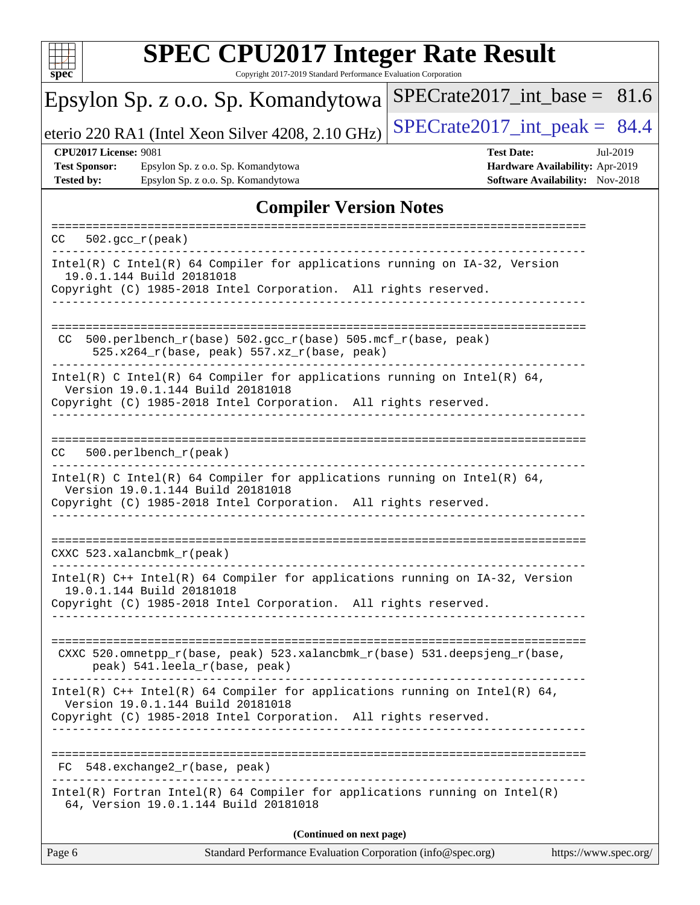# SPEC CPU2017 Integer Rate Result

Copyright 2017-2019 Standard Performance Evaluation Corporation

Epsylon Sp. z o.o. Sp. Komandytowa

eterio 220 RA1 (Intel Xeon Silver 4208, 2.10 GHz)

SPECrate2017_int_base = 81.6

SPECrate2017_int_peak = 84.4

**CPU2017 License:** 9081
**Test Sponsor:** Epsylon Sp. z o.o. Sp. Komandytowa
**Tested by:** Epsylon Sp. z o.o. Sp. Komandytowa

**Test Date:** Jul-2019
**Hardware Availability:** Apr-2019
**Software Availability:** Nov-2018

## Compiler Version Notes

```
==============================================================================
CC  502.gcc_r(peak)
------------------------------------------------------------------------------
Intel(R) C Intel(R) 64 Compiler for applications running on IA-32, Version
  19.0.1.144 Build 20181018
Copyright (C) 1985-2018 Intel Corporation.  All rights reserved.
------------------------------------------------------------------------------

==============================================================================
 CC  500.perlbench_r(base) 502.gcc_r(base) 505.mcf_r(base, peak)
      525.x264_r(base, peak) 557.xz_r(base, peak)
------------------------------------------------------------------------------
Intel(R) C Intel(R) 64 Compiler for applications running on Intel(R) 64,
  Version 19.0.1.144 Build 20181018
Copyright (C) 1985-2018 Intel Corporation.  All rights reserved.
------------------------------------------------------------------------------

==============================================================================
CC  500.perlbench_r(peak)
------------------------------------------------------------------------------
Intel(R) C Intel(R) 64 Compiler for applications running on Intel(R) 64,
  Version 19.0.1.144 Build 20181018
Copyright (C) 1985-2018 Intel Corporation.  All rights reserved.
------------------------------------------------------------------------------

==============================================================================
CXXC 523.xalancbmk_r(peak)
------------------------------------------------------------------------------
Intel(R) C++ Intel(R) 64 Compiler for applications running on IA-32, Version
  19.0.1.144 Build 20181018
Copyright (C) 1985-2018 Intel Corporation.  All rights reserved.
------------------------------------------------------------------------------

==============================================================================
 CXXC 520.omnetpp_r(base, peak) 523.xalancbmk_r(base) 531.deepsjeng_r(base,
      peak) 541.leela_r(base, peak)
------------------------------------------------------------------------------
Intel(R) C++ Intel(R) 64 Compiler for applications running on Intel(R) 64,
  Version 19.0.1.144 Build 20181018
Copyright (C) 1985-2018 Intel Corporation.  All rights reserved.
------------------------------------------------------------------------------

==============================================================================
FC  548.exchange2_r(base, peak)
------------------------------------------------------------------------------
Intel(R) Fortran Intel(R) 64 Compiler for applications running on Intel(R)
  64, Version 19.0.1.144 Build 20181018
```

**(Continued on next page)**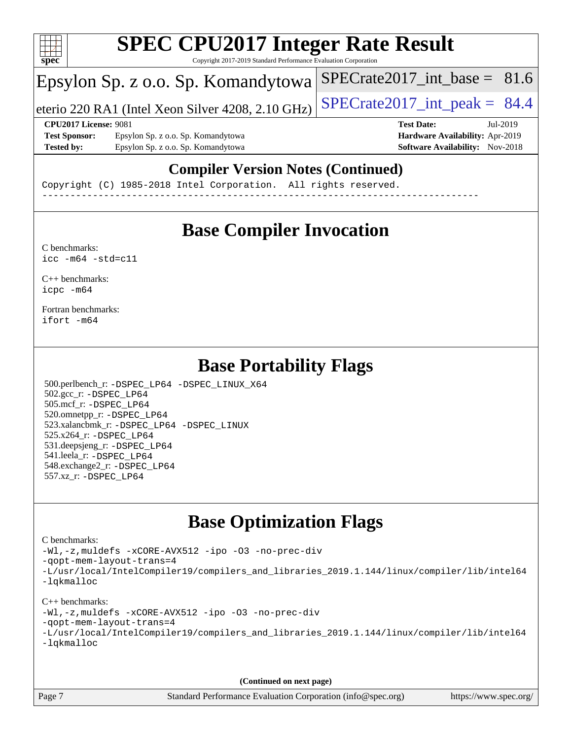## Compiler Version Notes (Continued)

```
Copyright (C) 1985-2018 Intel Corporation.  All rights reserved.
------------------------------------------------------------------------------
```

# Base Compiler Invocation

C benchmarks:
`icc -m64 -std=c11`

C++ benchmarks:
`icpc -m64`

Fortran benchmarks:
`ifort -m64`

# Base Portability Flags

500.perlbench_r: `-DSPEC_LP64 -DSPEC_LINUX_X64`
502.gcc_r: `-DSPEC_LP64`
505.mcf_r: `-DSPEC_LP64`
520.omnetpp_r: `-DSPEC_LP64`
523.xalancbmk_r: `-DSPEC_LP64 -DSPEC_LINUX`
525.x264_r: `-DSPEC_LP64`
531.deepsjeng_r: `-DSPEC_LP64`
541.leela_r: `-DSPEC_LP64`
548.exchange2_r: `-DSPEC_LP64`
557.xz_r: `-DSPEC_LP64`

# Base Optimization Flags

C benchmarks:

```
-Wl,-z,muldefs -xCORE-AVX512 -ipo -O3 -no-prec-div
-qopt-mem-layout-trans=4
-L/usr/local/IntelCompiler19/compilers_and_libraries_2019.1.144/linux/compiler/lib/intel64
-lqkmalloc
```

C++ benchmarks:

```
-Wl,-z,muldefs -xCORE-AVX512 -ipo -O3 -no-prec-div
-qopt-mem-layout-trans=4
-L/usr/local/IntelCompiler19/compilers_and_libraries_2019.1.144/linux/compiler/lib/intel64
-lqkmalloc
```

**(Continued on next page)**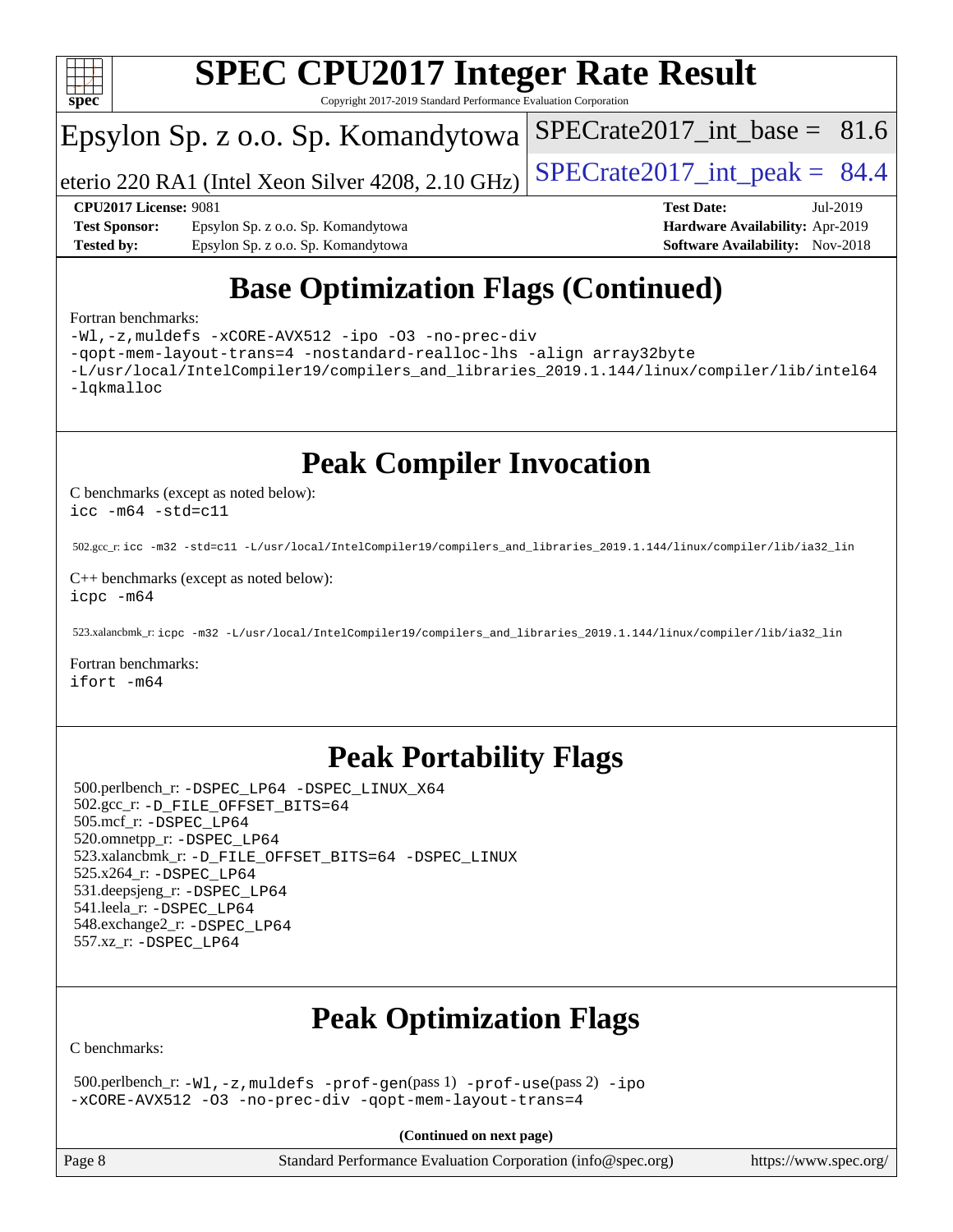# Base Optimization Flags (Continued)

Fortran benchmarks:

```
-Wl,-z,muldefs -xCORE-AVX512 -ipo -O3 -no-prec-div
-qopt-mem-layout-trans=4 -nostandard-realloc-lhs -align array32byte
-L/usr/local/IntelCompiler19/compilers_and_libraries_2019.1.144/linux/compiler/lib/intel64
-lqkmalloc
```

# Peak Compiler Invocation

C benchmarks (except as noted below):
`icc -m64 -std=c11`

502.gcc_r: `icc -m32 -std=c11 -L/usr/local/IntelCompiler19/compilers_and_libraries_2019.1.144/linux/compiler/lib/ia32_lin`

C++ benchmarks (except as noted below):
`icpc -m64`

523.xalancbmk_r: `icpc -m32 -L/usr/local/IntelCompiler19/compilers_and_libraries_2019.1.144/linux/compiler/lib/ia32_lin`

Fortran benchmarks:
`ifort -m64`

# Peak Portability Flags

500.perlbench_r: `-DSPEC_LP64 -DSPEC_LINUX_X64`
502.gcc_r: `-D_FILE_OFFSET_BITS=64`
505.mcf_r: `-DSPEC_LP64`
520.omnetpp_r: `-DSPEC_LP64`
523.xalancbmk_r: `-D_FILE_OFFSET_BITS=64 -DSPEC_LINUX`
525.x264_r: `-DSPEC_LP64`
531.deepsjeng_r: `-DSPEC_LP64`
541.leela_r: `-DSPEC_LP64`
548.exchange2_r: `-DSPEC_LP64`
557.xz_r: `-DSPEC_LP64`

# Peak Optimization Flags

C benchmarks:

500.perlbench_r: `-Wl,-z,muldefs -prof-gen`(pass 1) `-prof-use`(pass 2) `-ipo -xCORE-AVX512 -O3 -no-prec-div -qopt-mem-layout-trans=4`

**(Continued on next page)**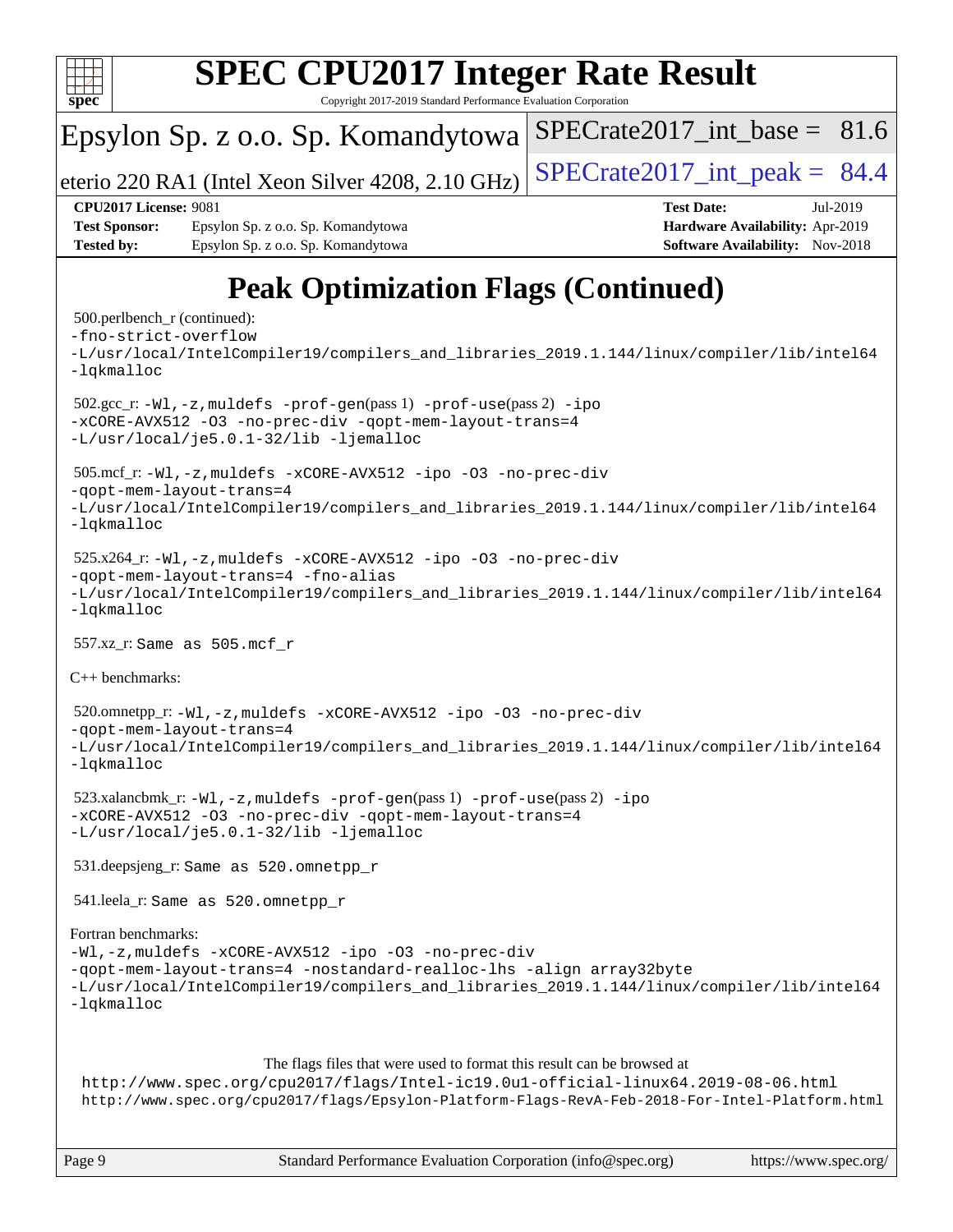# Peak Optimization Flags (Continued)

500.perlbench_r (continued):
`-fno-strict-overflow`
`-L/usr/local/IntelCompiler19/compilers_and_libraries_2019.1.144/linux/compiler/lib/intel64`
`-lqkmalloc`

502.gcc_r: `-Wl,-z,muldefs -prof-gen`(pass 1) `-prof-use`(pass 2) `-ipo`
`-xCORE-AVX512 -O3 -no-prec-div -qopt-mem-layout-trans=4`
`-L/usr/local/je5.0.1-32/lib -ljemalloc`

505.mcf_r: `-Wl,-z,muldefs -xCORE-AVX512 -ipo -O3 -no-prec-div`
`-qopt-mem-layout-trans=4`
`-L/usr/local/IntelCompiler19/compilers_and_libraries_2019.1.144/linux/compiler/lib/intel64`
`-lqkmalloc`

525.x264_r: `-Wl,-z,muldefs -xCORE-AVX512 -ipo -O3 -no-prec-div`
`-qopt-mem-layout-trans=4 -fno-alias`
`-L/usr/local/IntelCompiler19/compilers_and_libraries_2019.1.144/linux/compiler/lib/intel64`
`-lqkmalloc`

557.xz_r: Same as 505.mcf_r

C++ benchmarks:

520.omnetpp_r: `-Wl,-z,muldefs -xCORE-AVX512 -ipo -O3 -no-prec-div`
`-qopt-mem-layout-trans=4`
`-L/usr/local/IntelCompiler19/compilers_and_libraries_2019.1.144/linux/compiler/lib/intel64`
`-lqkmalloc`

523.xalancbmk_r: `-Wl,-z,muldefs -prof-gen`(pass 1) `-prof-use`(pass 2) `-ipo`
`-xCORE-AVX512 -O3 -no-prec-div -qopt-mem-layout-trans=4`
`-L/usr/local/je5.0.1-32/lib -ljemalloc`

531.deepsjeng_r: Same as 520.omnetpp_r

541.leela_r: Same as 520.omnetpp_r

Fortran benchmarks:
`-Wl,-z,muldefs -xCORE-AVX512 -ipo -O3 -no-prec-div`
`-qopt-mem-layout-trans=4 -nostandard-realloc-lhs -align array32byte`
`-L/usr/local/IntelCompiler19/compilers_and_libraries_2019.1.144/linux/compiler/lib/intel64`
`-lqkmalloc`

The flags files that were used to format this result can be browsed at
http://www.spec.org/cpu2017/flags/Intel-ic19.0u1-official-linux64.2019-08-06.html
http://www.spec.org/cpu2017/flags/Epsylon-Platform-Flags-RevA-Feb-2018-For-Intel-Platform.html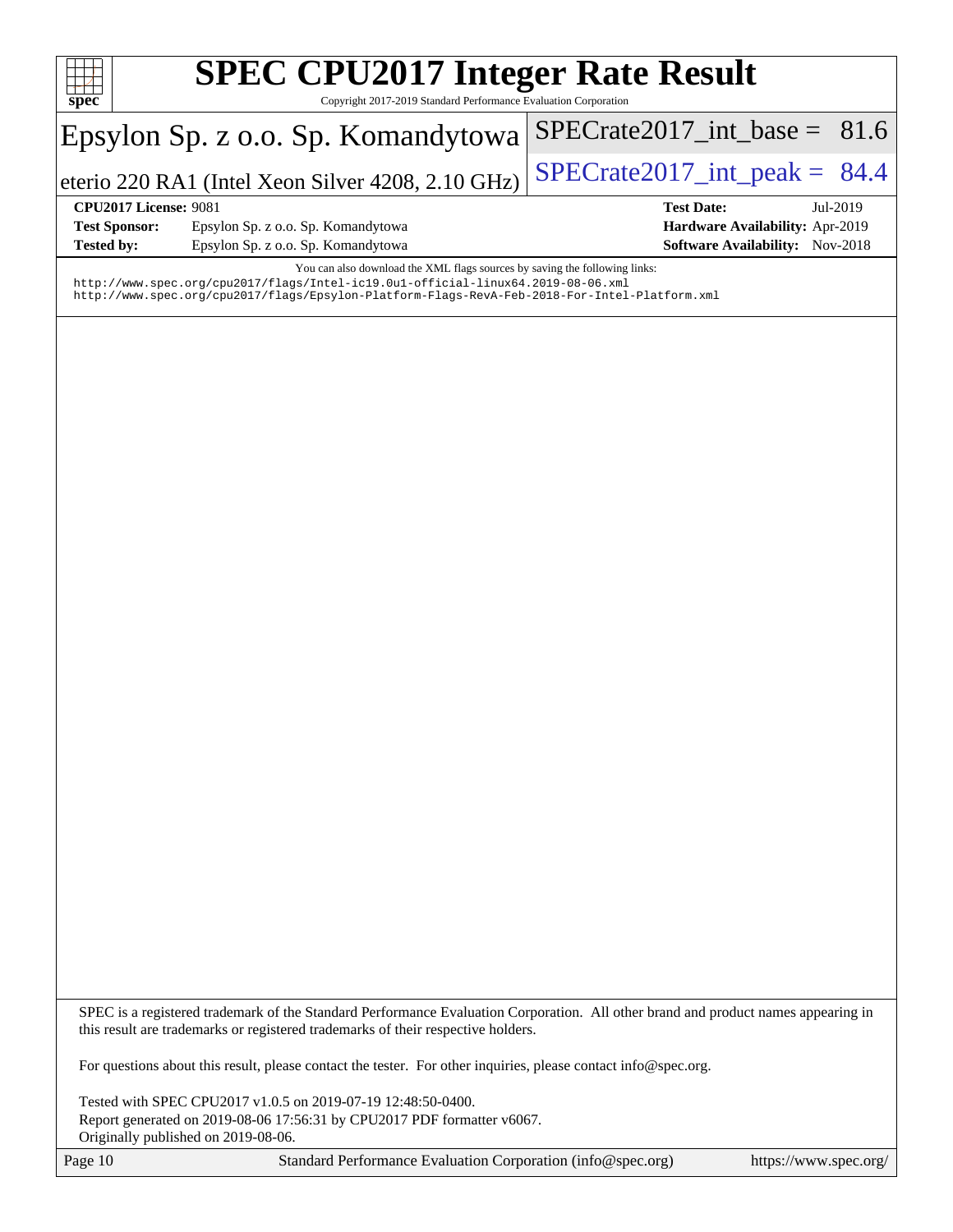You can also download the XML flags sources by saving the following links:
http://www.spec.org/cpu2017/flags/Intel-ic19.0u1-official-linux64.2019-08-06.xml
http://www.spec.org/cpu2017/flags/Epsylon-Platform-Flags-RevA-Feb-2018-For-Intel-Platform.xml

SPEC is a registered trademark of the Standard Performance Evaluation Corporation. All other brand and product names appearing in this result are trademarks or registered trademarks of their respective holders.

For questions about this result, please contact the tester. For other inquiries, please contact info@spec.org.

Tested with SPEC CPU2017 v1.0.5 on 2019-07-19 12:48:50-0400.
Report generated on 2019-08-06 17:56:31 by CPU2017 PDF formatter v6067.
Originally published on 2019-08-06.